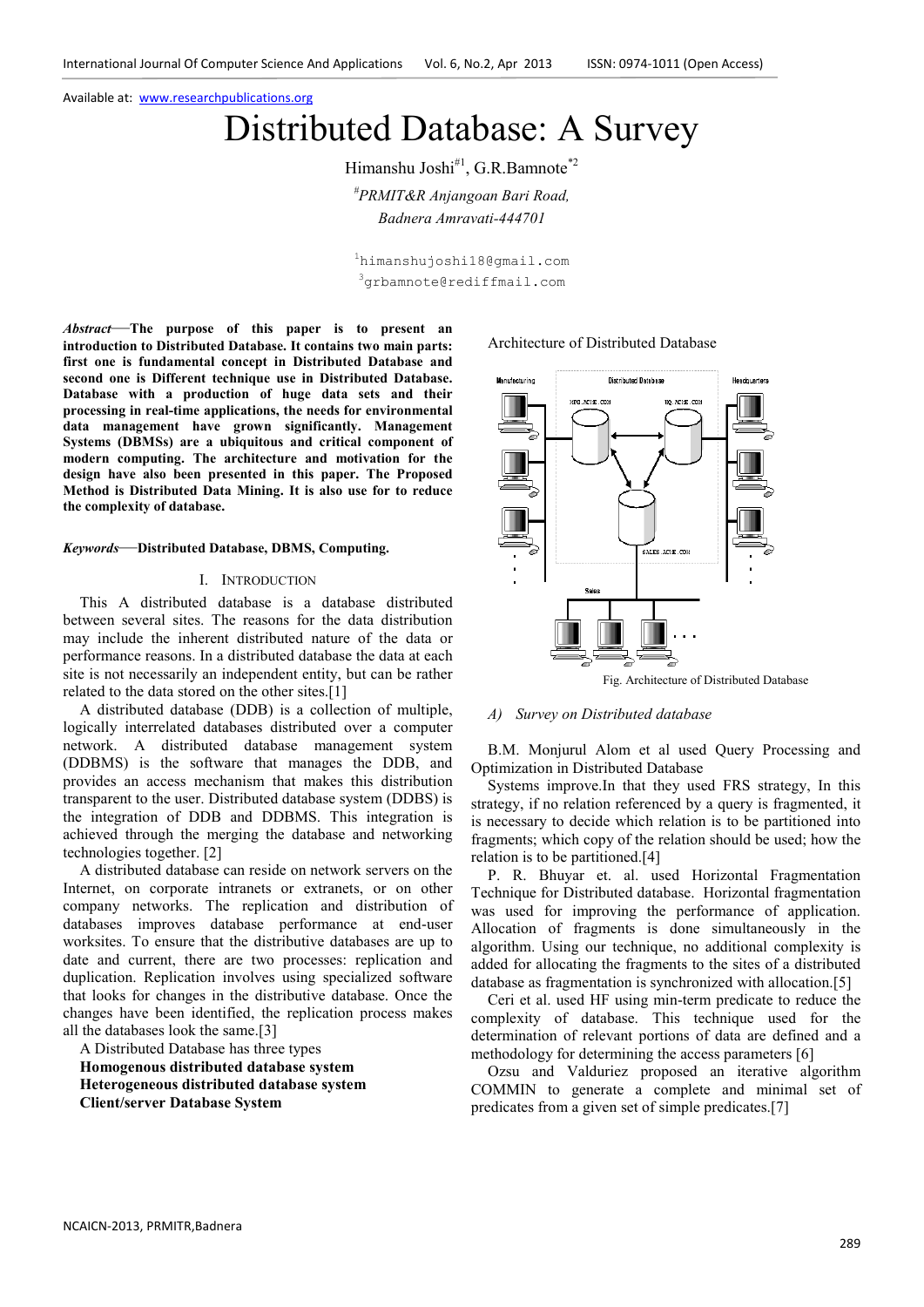Available at: www.researchpublications.org

# Distributed Database: A Survey

Himanshu Joshi[#1], G.R.Bamnote[*2]

[#]PRMIT&R Anjangoan Bari Road,
Badnera Amravati-444701

[1]himanshujoshi18@gmail.com
[3]grbamnote@rediffmail.com

***Abstract*—The purpose of this paper is to present an introduction to Distributed Database. It contains two main parts: first one is fundamental concept in Distributed Database and second one is Different technique use in Distributed Database. Database with a production of huge data sets and their processing in real-time applications, the needs for environmental data management have grown significantly. Management Systems (DBMSs) are a ubiquitous and critical component of modern computing. The architecture and motivation for the design have also been presented in this paper. The Proposed Method is Distributed Data Mining. It is also use for to reduce the complexity of database.**

***Keywords*—Distributed Database, DBMS, Computing.**

## I. Introduction

This A distributed database is a database distributed between several sites. The reasons for the data distribution may include the inherent distributed nature of the data or performance reasons. In a distributed database the data at each site is not necessarily an independent entity, but can be rather related to the data stored on the other sites.[1]

A distributed database (DDB) is a collection of multiple, logically interrelated databases distributed over a computer network. A distributed database management system (DDBMS) is the software that manages the DDB, and provides an access mechanism that makes this distribution transparent to the user. Distributed database system (DDBS) is the integration of DDB and DDBMS. This integration is achieved through the merging the database and networking technologies together. [2]

A distributed database can reside on network servers on the Internet, on corporate intranets or extranets, or on other company networks. The replication and distribution of databases improves database performance at end-user worksites. To ensure that the distributive databases are up to date and current, there are two processes: replication and duplication. Replication involves using specialized software that looks for changes in the distributive database. Once the changes have been identified, the replication process makes all the databases look the same.[3]

A Distributed Database has three types

**Homogenous distributed database system**
**Heterogeneous distributed database system**
**Client/server Database System**

Architecture of Distributed Database

Fig. Architecture of Distributed Database

### *A) Survey on Distributed database*

B.M. Monjurul Alom et al used Query Processing and Optimization in Distributed Database Systems improve.In that they used FRS strategy, In this strategy, if no relation referenced by a query is fragmented, it is necessary to decide which relation is to be partitioned into fragments; which copy of the relation should be used; how the relation is to be partitioned.[4]

P. R. Bhuyar et. al. used Horizontal Fragmentation Technique for Distributed database. Horizontal fragmentation was used for improving the performance of application. Allocation of fragments is done simultaneously in the algorithm. Using our technique, no additional complexity is added for allocating the fragments to the sites of a distributed database as fragmentation is synchronized with allocation.[5]

Ceri et al. used HF using min-term predicate to reduce the complexity of database. This technique used for the determination of relevant portions of data are defined and a methodology for determining the access parameters [6]

Ozsu and Valduriez proposed an iterative algorithm COMMIN to generate a complete and minimal set of predicates from a given set of simple predicates.[7]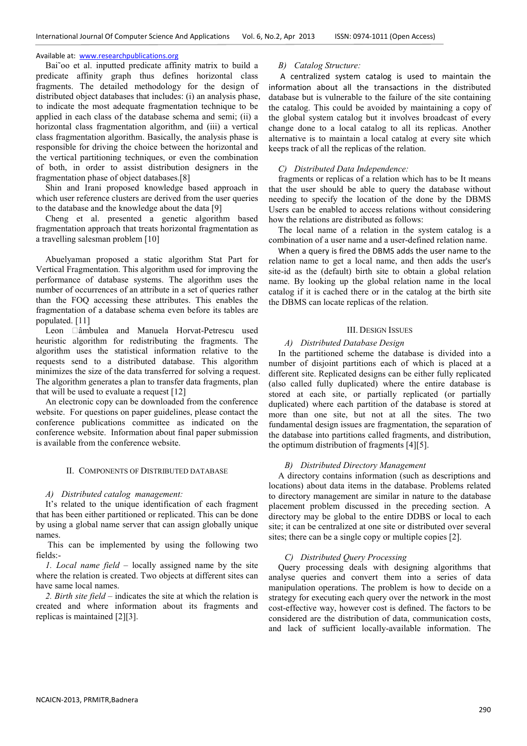Available at: www.researchpublications.org

Bai˜oo et al. inputted predicate affinity matrix to build a predicate affinity graph thus defines horizontal class fragments. The detailed methodology for the design of distributed object databases that includes: (i) an analysis phase, to indicate the most adequate fragmentation technique to be applied in each class of the database schema and semi; (ii) a horizontal class fragmentation algorithm, and (iii) a vertical class fragmentation algorithm. Basically, the analysis phase is responsible for driving the choice between the horizontal and the vertical partitioning techniques, or even the combination of both, in order to assist distribution designers in the fragmentation phase of object databases.[8]

Shin and Irani proposed knowledge based approach in which user reference clusters are derived from the user queries to the database and the knowledge about the data [9]

Cheng et al. presented a genetic algorithm based fragmentation approach that treats horizontal fragmentation as a travelling salesman problem [10]

Abuelyaman proposed a static algorithm Stat Part for Vertical Fragmentation. This algorithm used for improving the performance of database systems. The algorithm uses the number of occurrences of an attribute in a set of queries rather than the FOQ accessing these attributes. This enables the fragmentation of a database schema even before its tables are populated. [11]

Leon âmbulea and Manuela Horvat-Petrescu used heuristic algorithm for redistributing the fragments. The algorithm uses the statistical information relative to the requests send to a distributed database. This algorithm minimizes the size of the data transferred for solving a request. The algorithm generates a plan to transfer data fragments, plan that will be used to evaluate a request [12]

An electronic copy can be downloaded from the conference website. For questions on paper guidelines, please contact the conference publications committee as indicated on the conference website. Information about final paper submission is available from the conference website.

## II. Components of Distributed Database

### A) Distributed catalog management:

It's related to the unique identification of each fragment that has been either partitioned or replicated. This can be done by using a global name server that can assign globally unique names.

This can be implemented by using the following two fields:-

*1. Local name field* – locally assigned name by the site where the relation is created. Two objects at different sites can have same local names.

*2. Birth site field* – indicates the site at which the relation is created and where information about its fragments and replicas is maintained [2][3].

### B) Catalog Structure:

A centralized system catalog is used to maintain the information about all the transactions in the distributed database but is vulnerable to the failure of the site containing the catalog. This could be avoided by maintaining a copy of the global system catalog but it involves broadcast of every change done to a local catalog to all its replicas. Another alternative is to maintain a local catalog at every site which keeps track of all the replicas of the relation.

### C) Distributed Data Independence:

fragments or replicas of a relation which has to be It means that the user should be able to query the database without needing to specify the location of the done by the DBMS Users can be enabled to access relations without considering how the relations are distributed as follows:

The local name of a relation in the system catalog is a combination of a user name and a user-defined relation name.

When a query is fired the DBMS adds the user name to the relation name to get a local name, and then adds the user's site-id as the (default) birth site to obtain a global relation name. By looking up the global relation name in the local catalog if it is cached there or in the catalog at the birth site the DBMS can locate replicas of the relation.

## III. Design Issues

### A) Distributed Database Design

In the partitioned scheme the database is divided into a number of disjoint partitions each of which is placed at a different site. Replicated designs can be either fully replicated (also called fully duplicated) where the entire database is stored at each site, or partially replicated (or partially duplicated) where each partition of the database is stored at more than one site, but not at all the sites. The two fundamental design issues are fragmentation, the separation of the database into partitions called fragments, and distribution, the optimum distribution of fragments [4][5].

### B) Distributed Directory Management

A directory contains information (such as descriptions and locations) about data items in the database. Problems related to directory management are similar in nature to the database placement problem discussed in the preceding section. A directory may be global to the entire DDBS or local to each site; it can be centralized at one site or distributed over several sites; there can be a single copy or multiple copies [2].

### C) Distributed Query Processing

Query processing deals with designing algorithms that analyse queries and convert them into a series of data manipulation operations. The problem is how to decide on a strategy for executing each query over the network in the most cost-effective way, however cost is defined. The factors to be considered are the distribution of data, communication costs, and lack of sufficient locally-available information. The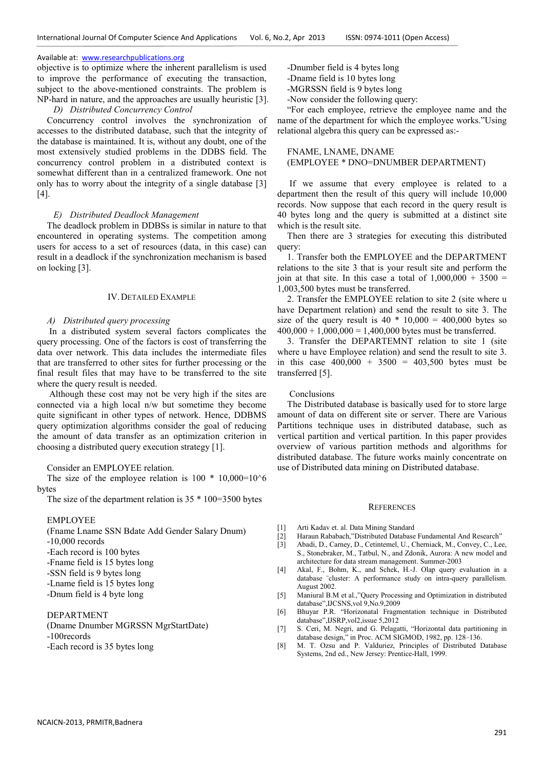objective is to optimize where the inherent parallelism is used to improve the performance of executing the transaction, subject to the above-mentioned constraints. The problem is NP-hard in nature, and the approaches are usually heuristic [3].

### *D) Distributed Concurrency Control*

Concurrency control involves the synchronization of accesses to the distributed database, such that the integrity of the database is maintained. It is, without any doubt, one of the most extensively studied problems in the DDBS field. The concurrency control problem in a distributed context is somewhat different than in a centralized framework. One not only has to worry about the integrity of a single database [3] [4].

### *E) Distributed Deadlock Management*

The deadlock problem in DDBSs is similar in nature to that encountered in operating systems. The competition among users for access to a set of resources (data, in this case) can result in a deadlock if the synchronization mechanism is based on locking [3].

## IV. Detailed Example

### *A) Distributed query processing*

In a distributed system several factors complicates the query processing. One of the factors is cost of transferring the data over network. This data includes the intermediate files that are transferred to other sites for further processing or the final result files that may have to be transferred to the site where the query result is needed.

Although these cost may not be very high if the sites are connected via a high local n/w but sometime they become quite significant in other types of network. Hence, DDBMS query optimization algorithms consider the goal of reducing the amount of data transfer as an optimization criterion in choosing a distributed query execution strategy [1].

Consider an EMPLOYEE relation.

The size of the employee relation is 100 * 10,000=10^6 bytes

The size of the department relation is 35 * 100=3500 bytes

EMPLOYEE
(Fname Lname SSN Bdate Add Gender Salary Dnum)
-10,000 records
-Each record is 100 bytes
-Fname field is 15 bytes long
-SSN field is 9 bytes long
-Lname field is 15 bytes long
-Dnum field is 4 byte long

DEPARTMENT
(Dname Dnumber MGRSSN MgrStartDate)
-100records
-Each record is 35 bytes long
-Dnumber field is 4 bytes long
-Dname field is 10 bytes long
-MGRSSN field is 9 bytes long
-Now consider the following query:

"For each employee, retrieve the employee name and the name of the department for which the employee works."Using relational algebra this query can be expressed as:-

FNAME, LNAME, DNAME
(EMPLOYEE * DNO=DNUMBER DEPARTMENT)

If we assume that every employee is related to a department then the result of this query will include 10,000 records. Now suppose that each record in the query result is 40 bytes long and the query is submitted at a distinct site which is the result site.

Then there are 3 strategies for executing this distributed query:

1. Transfer both the EMPLOYEE and the DEPARTMENT relations to the site 3 that is your result site and perform the join at that site. In this case a total of 1,000,000 + 3500 = 1,003,500 bytes must be transferred.
2. Transfer the EMPLOYEE relation to site 2 (site where u have Department relation) and send the result to site 3. The size of the query result is 40 * 10,000 = 400,000 bytes so 400,000 + 1,000,000 = 1,400,000 bytes must be transferred.
3. Transfer the DEPARTEMNT relation to site 1 (site where u have Employee relation) and send the result to site 3. in this case 400,000 + 3500 = 403,500 bytes must be transferred [5].

## Conclusions

The Distributed database is basically used for to store large amount of data on different site or server. There are Various Partitions technique uses in distributed database, such as vertical partition and vertical partition. In this paper provides overview of various partition methods and algorithms for distributed database. The future works mainly concentrate on use of Distributed data mining on Distributed database.

## References

[1] Arti Kadav et. al. Data Mining Standard
[2] Haraun Rababach,"Distributed Database Fundamental And Research"
[3] Abadi, D., Carney, D., Cetintemel, U., Cherniack, M., Convey, C., Lee, S., Stonebraker, M., Tatbul, N., and Zdonik, Aurora: A new model and architecture for data stream management. Summer-2003
[4] Akal, F., Bohm, K., and Schek, H.-J. Olap query evaluation in a database ¨cluster: A performance study on intra-query parallelism. August 2002.
[5] Maniural B.M et al.,"Query Processing and Optimization in distributed database",IJCSNS,vol 9,No.9,2009
[6] Bhuyar P.R. "Horizonatal Fragmentation technique in Distributed database",IJSRP,vol2,issue 5,2012
[7] S. Ceri, M. Negri, and G. Pelagatti, "Horizontal data partitioning in database design," in Proc. ACM SIGMOD, 1982, pp. 128–136.
[8] M. T. Ozsu and P. Valduriez, Principles of Distributed Database Systems, 2nd ed., New Jersey: Prentice-Hall, 1999.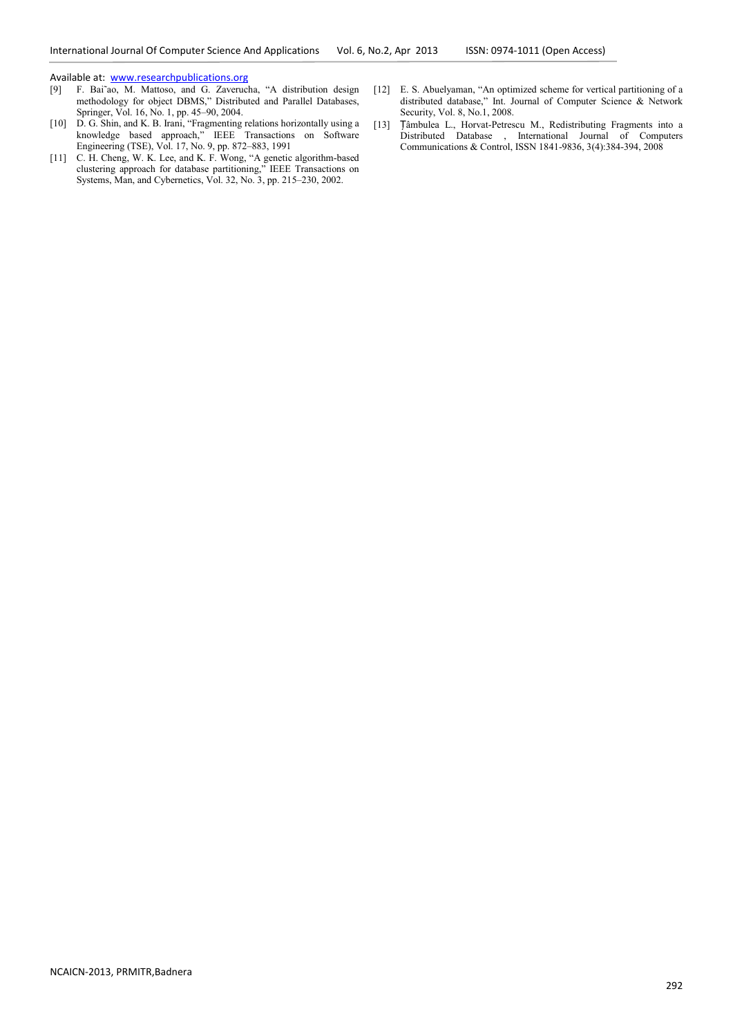[9] F. Bai˜ao, M. Mattoso, and G. Zaverucha, "A distribution design methodology for object DBMS," Distributed and Parallel Databases, Springer, Vol. 16, No. 1, pp. 45–90, 2004.

[10] D. G. Shin, and K. B. Irani, "Fragmenting relations horizontally using a knowledge based approach," IEEE Transactions on Software Engineering (TSE), Vol. 17, No. 9, pp. 872–883, 1991

[11] C. H. Cheng, W. K. Lee, and K. F. Wong, "A genetic algorithm-based clustering approach for database partitioning," IEEE Transactions on Systems, Man, and Cybernetics, Vol. 32, No. 3, pp. 215–230, 2002.

[12] E. S. Abuelyaman, "An optimized scheme for vertical partitioning of a distributed database," Int. Journal of Computer Science & Network Security, Vol. 8, No.1, 2008.

[13] Ţâmbulea L., Horvat-Petrescu M., Redistributing Fragments into a Distributed Database , International Journal of Computers Communications & Control, ISSN 1841-9836, 3(4):384-394, 2008